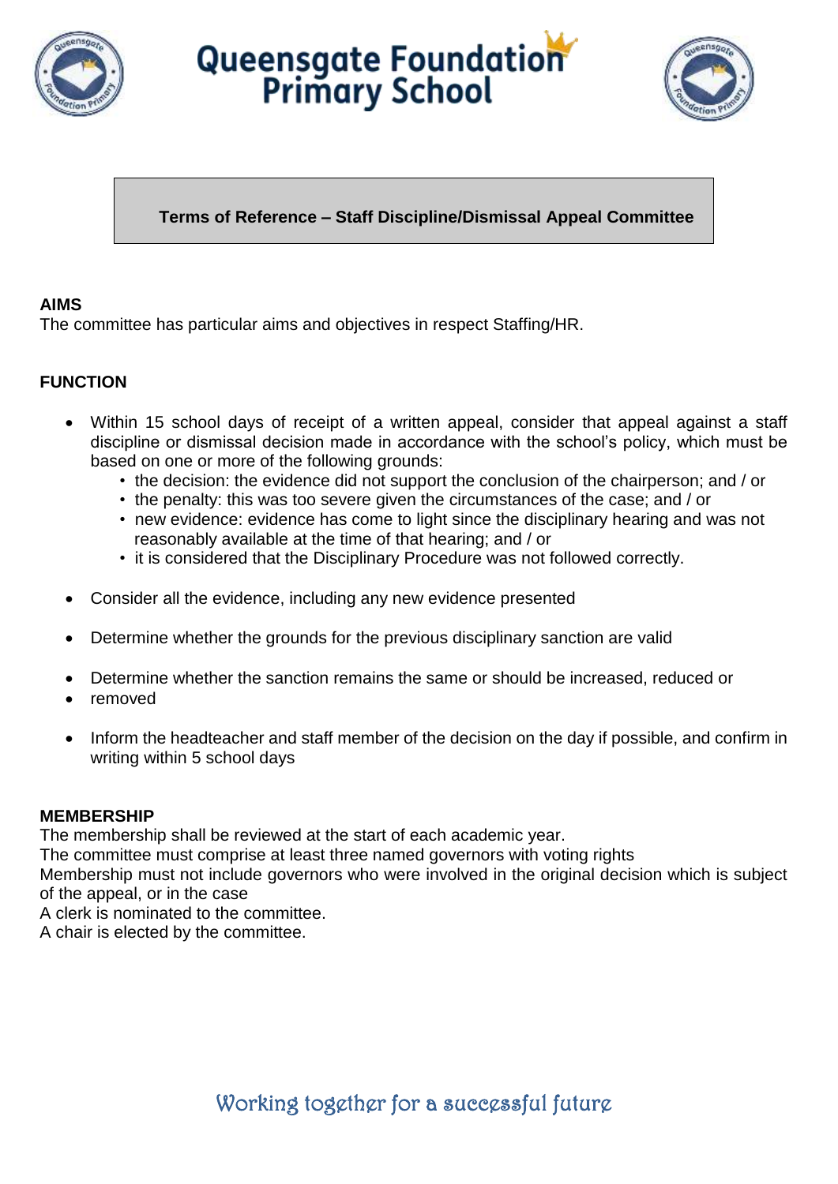# Queensgate Foundation Primary School

## Terms of Reference – Staff Discipline/Dismissal Appeal Committee

**AIMS**

The committee has particular aims and objectives in respect Staffing/HR.

**FUNCTION**

- Within 15 school days of receipt of a written appeal, consider that appeal against a staff discipline or dismissal decision made in accordance with the school's policy, which must be based on one or more of the following grounds:
  - the decision: the evidence did not support the conclusion of the chairperson; and / or
  - the penalty: this was too severe given the circumstances of the case; and / or
  - new evidence: evidence has come to light since the disciplinary hearing and was not reasonably available at the time of that hearing; and / or
  - it is considered that the Disciplinary Procedure was not followed correctly.
- Consider all the evidence, including any new evidence presented
- Determine whether the grounds for the previous disciplinary sanction are valid
- Determine whether the sanction remains the same or should be increased, reduced or
- removed
- Inform the headteacher and staff member of the decision on the day if possible, and confirm in writing within 5 school days

**MEMBERSHIP**

The membership shall be reviewed at the start of each academic year.
The committee must comprise at least three named governors with voting rights
Membership must not include governors who were involved in the original decision which is subject of the appeal, or in the case
A clerk is nominated to the committee.
A chair is elected by the committee.

Working together for a successful future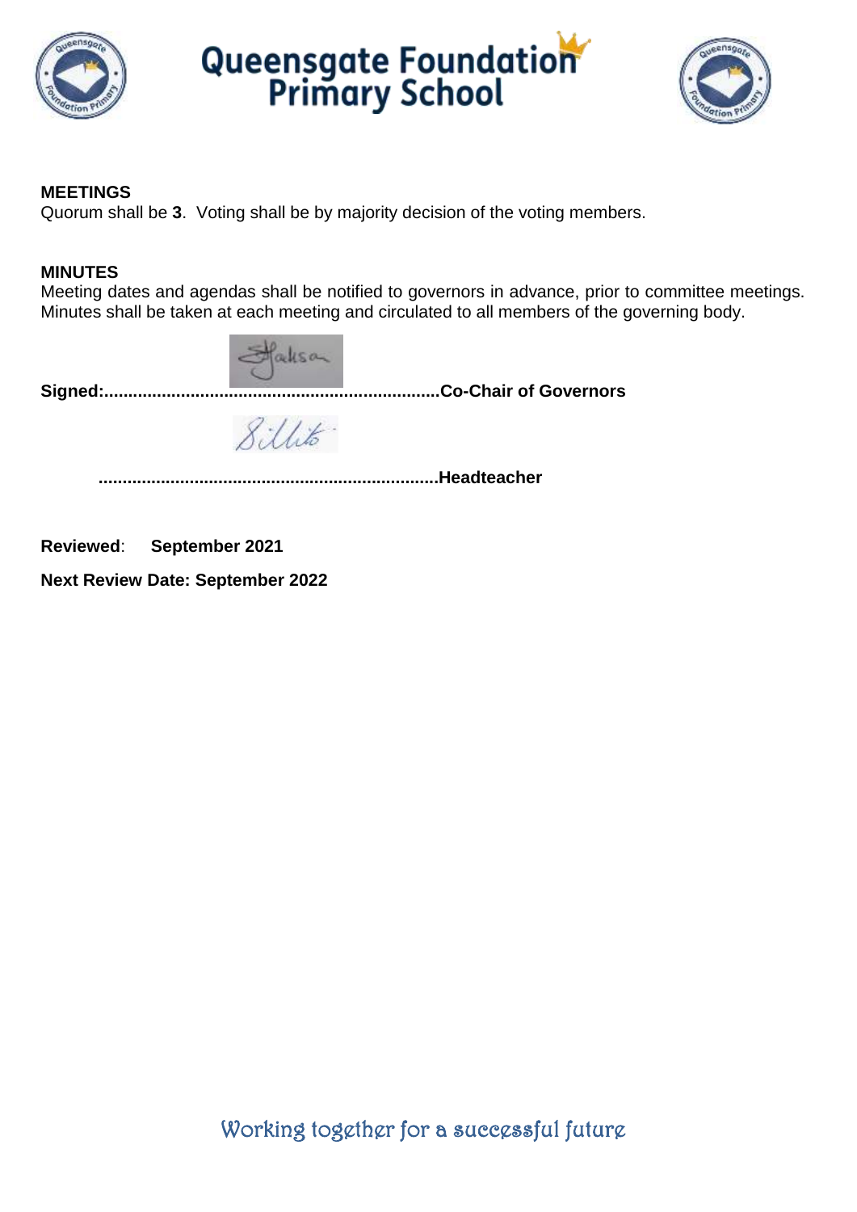**MEETINGS**
Quorum shall be **3**. Voting shall be by majority decision of the voting members.

**MINUTES**
Meeting dates and agendas shall be notified to governors in advance, prior to committee meetings. Minutes shall be taken at each meeting and circulated to all members of the governing body.

**Signed:......................................................................Co-Chair of Governors**

**......................................................................Headteacher**

**Reviewed**: **September 2021**

**Next Review Date: September 2022**